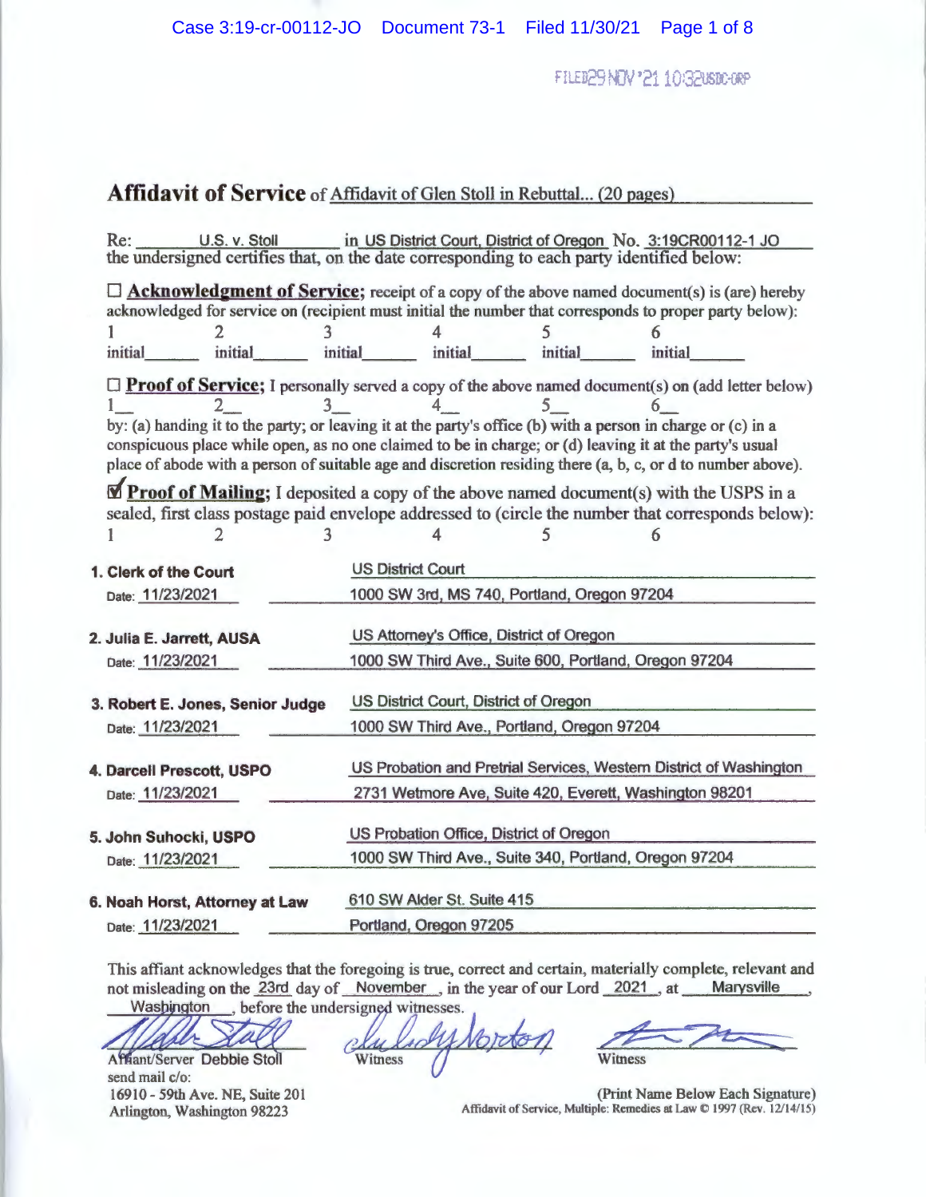FILED 29 NOV '21 10:32 USDC-ORP

# Affidavit of Service of Affidavit of Glen Stoll in Rebuttal... (20 pages)

Re: U.S. v. Stoll in US District Court, District of Oregon No. 3:19CR00112-1 JO the undersigned certifies that, on the date corresponding to each party identified below:

☐ **Acknowledgment of Service;** receipt of a copy of the above named document(s) is (are) hereby acknowledged for service on (recipient must initial the number that corresponds to proper party below):

1 initial\_\_\_\_\_\_ 2 initial\_\_\_\_\_\_ 3 initial\_\_\_\_\_\_ 4 initial\_\_\_\_\_\_ 5 initial\_\_\_\_\_\_ 6 initial\_\_\_\_\_\_

☐ **Proof of Service;** I personally served a copy of the above named document(s) on (add letter below)

1\_\_ 2\_\_ 3\_\_ 4\_\_ 5\_\_ 6\_\_

by: (a) handing it to the party; or leaving it at the party's office (b) with a person in charge or (c) in a conspicuous place while open, as no one claimed to be in charge; or (d) leaving it at the party's usual place of abode with a person of suitable age and discretion residing there (a, b, c, or d to number above).

☑ **Proof of Mailing;** I deposited a copy of the above named document(s) with the USPS in a sealed, first class postage paid envelope addressed to (circle the number that corresponds below):

1 2 3 4 5 6

**1. Clerk of the Court**
Date: 11/23/2021
US District Court
1000 SW 3rd, MS 740, Portland, Oregon 97204

**2. Julia E. Jarrett, AUSA**
Date: 11/23/2021
US Attorney's Office, District of Oregon
1000 SW Third Ave., Suite 600, Portland, Oregon 97204

**3. Robert E. Jones, Senior Judge**
Date: 11/23/2021
US District Court, District of Oregon
1000 SW Third Ave., Portland, Oregon 97204

**4. Darcell Prescott, USPO**
Date: 11/23/2021
US Probation and Pretrial Services, Western District of Washington
2731 Wetmore Ave, Suite 420, Everett, Washington 98201

**5. John Suhocki, USPO**
Date: 11/23/2021
US Probation Office, District of Oregon
1000 SW Third Ave., Suite 340, Portland, Oregon 97204

**6. Noah Horst, Attorney at Law**
Date: 11/23/2021
610 SW Alder St. Suite 415
Portland, Oregon 97205

This affiant acknowledges that the foregoing is true, correct and certain, materially complete, relevant and not misleading on the 23rd day of November, in the year of our Lord 2021, at Marysville, Washington, before the undersigned witnesses.

Affiant/Server Debbie Stoll
send mail c/o:
16910 - 59th Ave. NE, Suite 201
Arlington, Washington 98223

Witness

Witness

(Print Name Below Each Signature)

Affidavit of Service, Multiple: Remedies at Law © 1997 (Rev. 12/14/15)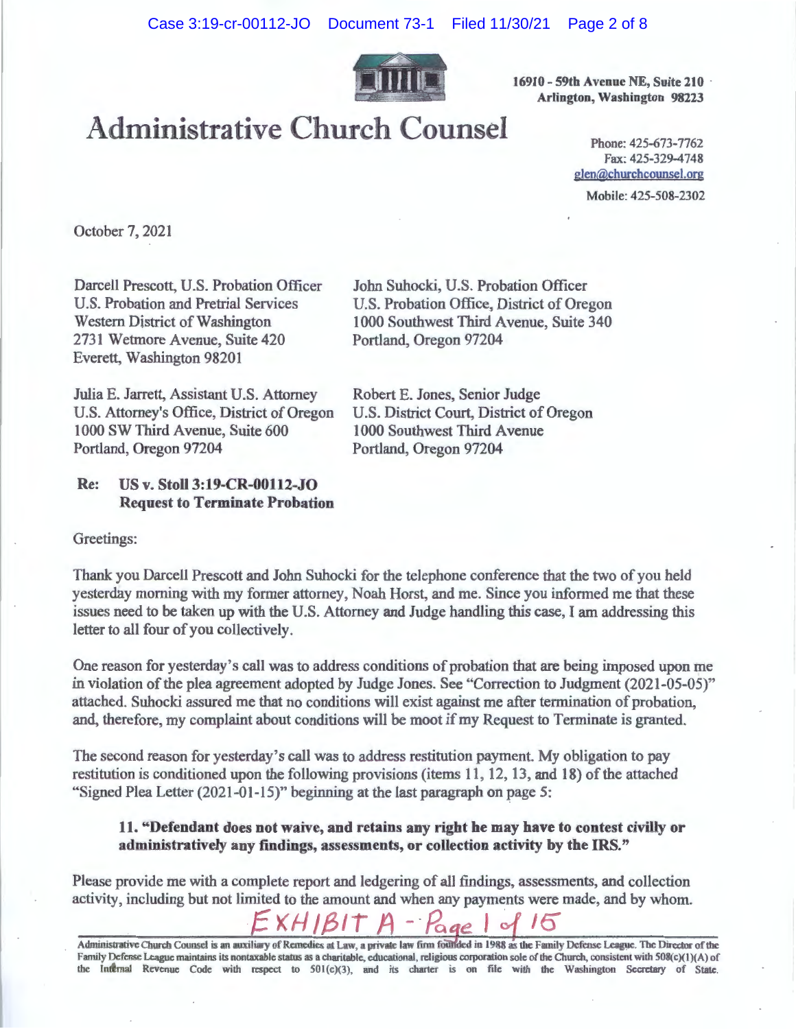16910 - 59th Avenue NE, Suite 210
Arlington, Washington 98223

# Administrative Church Counsel

Phone: 425-673-7762
Fax: 425-329-4748
glen@churchcounsel.org
Mobile: 425-508-2302

October 7, 2021

Darcell Prescott, U.S. Probation Officer
U.S. Probation and Pretrial Services
Western District of Washington
2731 Wetmore Avenue, Suite 420
Everett, Washington 98201

John Suhocki, U.S. Probation Officer
U.S. Probation Office, District of Oregon
1000 Southwest Third Avenue, Suite 340
Portland, Oregon 97204

Julia E. Jarrett, Assistant U.S. Attorney
U.S. Attorney's Office, District of Oregon
1000 SW Third Avenue, Suite 600
Portland, Oregon 97204

Robert E. Jones, Senior Judge
U.S. District Court, District of Oregon
1000 Southwest Third Avenue
Portland, Oregon 97204

**Re: US v. Stoll 3:19-CR-00112-JO**
**Request to Terminate Probation**

Greetings:

Thank you Darcell Prescott and John Suhocki for the telephone conference that the two of you held yesterday morning with my former attorney, Noah Horst, and me. Since you informed me that these issues need to be taken up with the U.S. Attorney and Judge handling this case, I am addressing this letter to all four of you collectively.

One reason for yesterday's call was to address conditions of probation that are being imposed upon me in violation of the plea agreement adopted by Judge Jones. See "Correction to Judgment (2021-05-05)" attached. Suhocki assured me that no conditions will exist against me after termination of probation, and, therefore, my complaint about conditions will be moot if my Request to Terminate is granted.

The second reason for yesterday's call was to address restitution payment. My obligation to pay restitution is conditioned upon the following provisions (items 11, 12, 13, and 18) of the attached "Signed Plea Letter (2021-01-15)" beginning at the last paragraph on page 5:

> **11. "Defendant does not waive, and retains any right he may have to contest civilly or administratively any findings, assessments, or collection activity by the IRS."**

Please provide me with a complete report and ledgering of all findings, assessments, and collection activity, including but not limited to the amount and when any payments were made, and by whom.

EXHIBIT A - Page 1 of 15

Administrative Church Counsel is an auxiliary of Remedies at Law, a private law firm founded in 1988 as the Family Defense League. The Director of the Family Defense League maintains its nontaxable status as a charitable, educational, religious corporation sole of the Church, consistent with 508(c)(1)(A) of the Internal Revenue Code with respect to 501(c)(3), and its charter is on file with the Washington Secretary of State.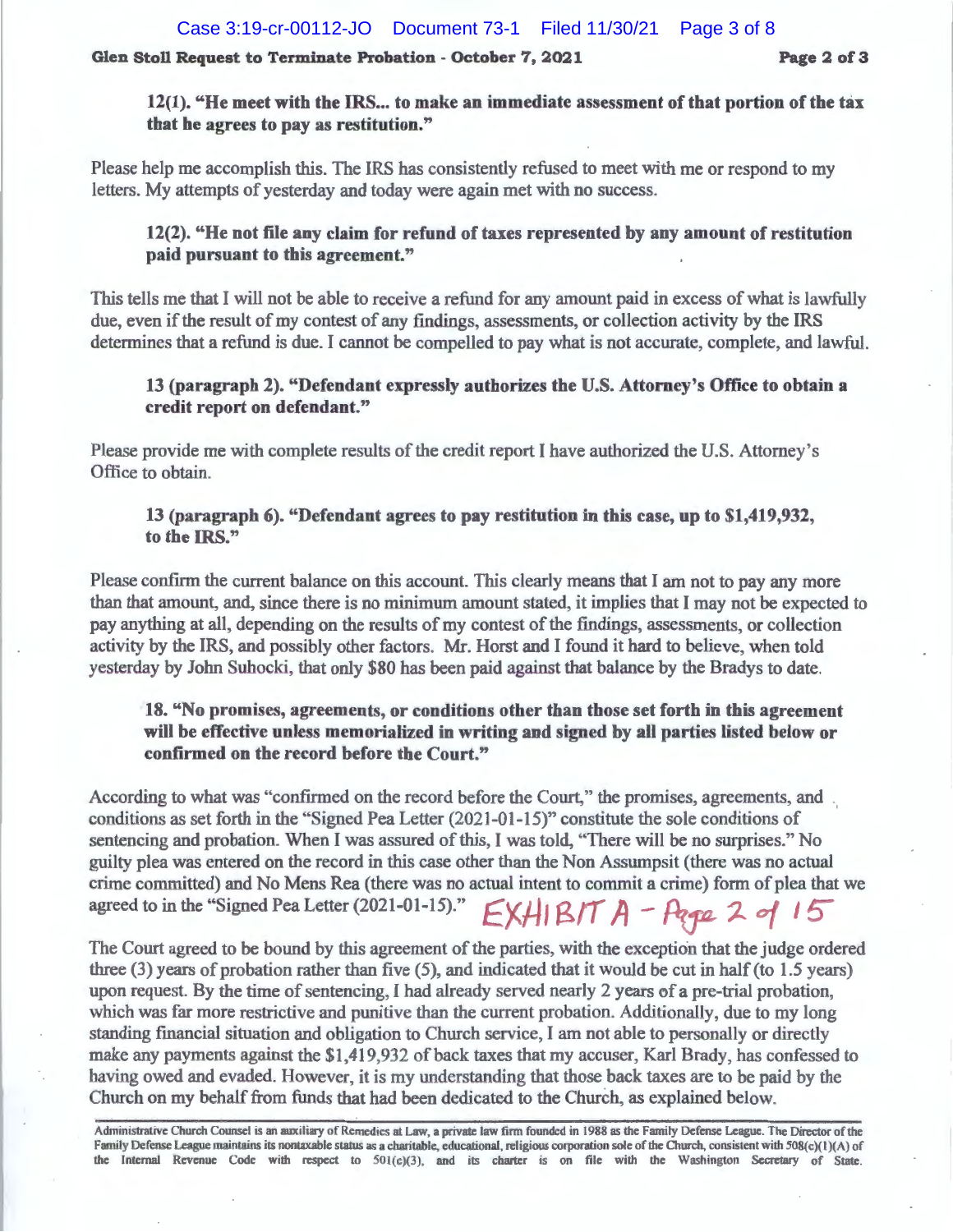**12(1). "He meet with the IRS... to make an immediate assessment of that portion of the tax that he agrees to pay as restitution."**

Please help me accomplish this. The IRS has consistently refused to meet with me or respond to my letters. My attempts of yesterday and today were again met with no success.

**12(2). "He not file any claim for refund of taxes represented by any amount of restitution paid pursuant to this agreement."**

This tells me that I will not be able to receive a refund for any amount paid in excess of what is lawfully due, even if the result of my contest of any findings, assessments, or collection activity by the IRS determines that a refund is due. I cannot be compelled to pay what is not accurate, complete, and lawful.

**13 (paragraph 2). "Defendant expressly authorizes the U.S. Attorney's Office to obtain a credit report on defendant."**

Please provide me with complete results of the credit report I have authorized the U.S. Attorney's Office to obtain.

**13 (paragraph 6). "Defendant agrees to pay restitution in this case, up to $1,419,932, to the IRS."**

Please confirm the current balance on this account. This clearly means that I am not to pay any more than that amount, and, since there is no minimum amount stated, it implies that I may not be expected to pay anything at all, depending on the results of my contest of the findings, assessments, or collection activity by the IRS, and possibly other factors. Mr. Horst and I found it hard to believe, when told yesterday by John Suhocki, that only $80 has been paid against that balance by the Bradys to date.

**18. "No promises, agreements, or conditions other than those set forth in this agreement will be effective unless memorialized in writing and signed by all parties listed below or confirmed on the record before the Court."**

According to what was "confirmed on the record before the Court," the promises, agreements, and conditions as set forth in the "Signed Pea Letter (2021-01-15)" constitute the sole conditions of sentencing and probation. When I was assured of this, I was told, "There will be no surprises." No guilty plea was entered on the record in this case other than the Non Assumpsit (there was no actual crime committed) and No Mens Rea (there was no actual intent to commit a crime) form of plea that we agreed to in the "Signed Pea Letter (2021-01-15)." EXHIBIT A - Page 2 of 15

The Court agreed to be bound by this agreement of the parties, with the exception that the judge ordered three (3) years of probation rather than five (5), and indicated that it would be cut in half (to 1.5 years) upon request. By the time of sentencing, I had already served nearly 2 years of a pre-trial probation, which was far more restrictive and punitive than the current probation. Additionally, due to my long standing financial situation and obligation to Church service, I am not able to personally or directly make any payments against the $1,419,932 of back taxes that my accuser, Karl Brady, has confessed to having owed and evaded. However, it is my understanding that those back taxes are to be paid by the Church on my behalf from funds that had been dedicated to the Church, as explained below.

Administrative Church Counsel is an auxiliary of Remedies at Law, a private law firm founded in 1988 as the Family Defense League. The Director of the Family Defense League maintains its nontaxable status as a charitable, educational, religious corporation sole of the Church, consistent with 508(c)(1)(A) of the Internal Revenue Code with respect to 501(c)(3), and its charter is on file with the Washington Secretary of State.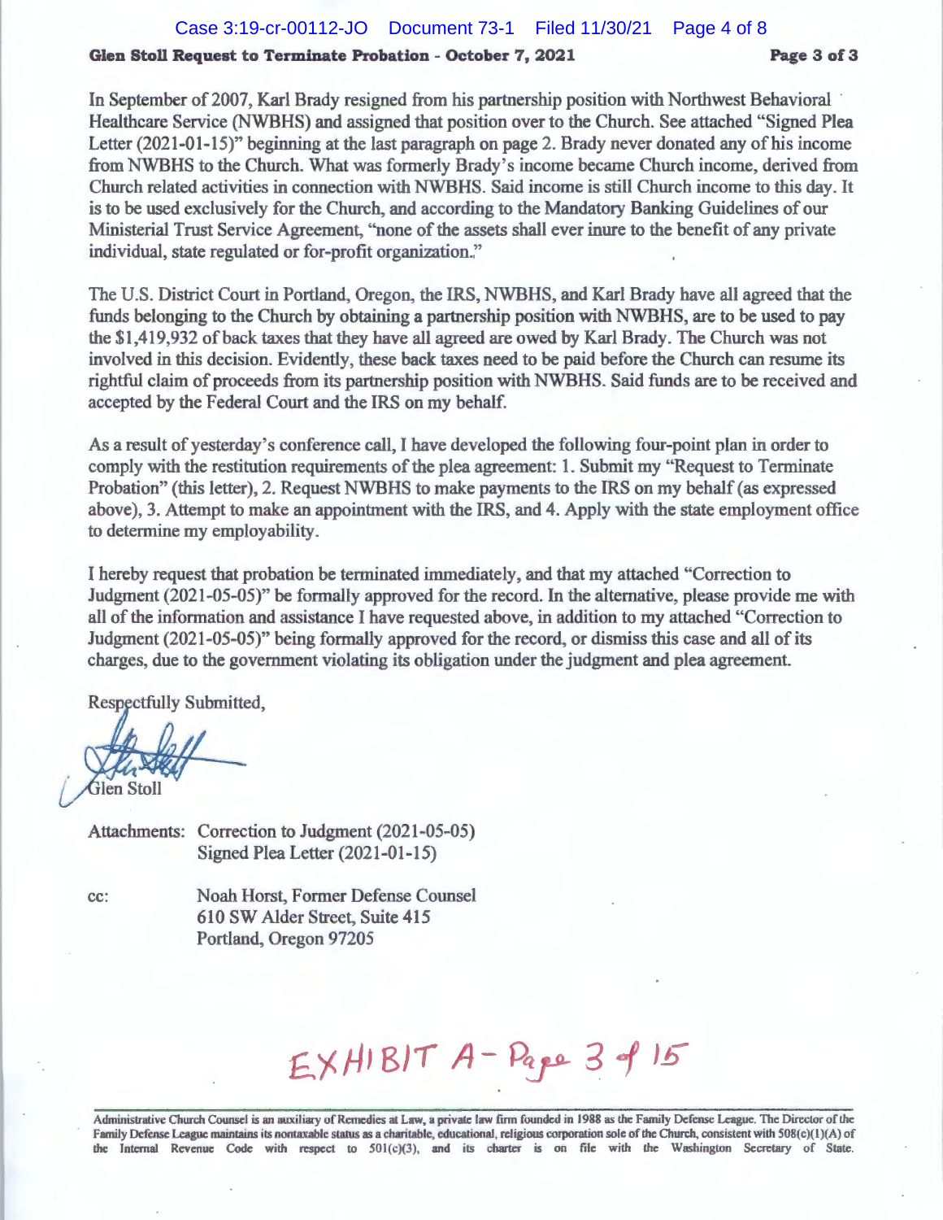In September of 2007, Karl Brady resigned from his partnership position with Northwest Behavioral Healthcare Service (NWBHS) and assigned that position over to the Church. See attached "Signed Plea Letter (2021-01-15)" beginning at the last paragraph on page 2. Brady never donated any of his income from NWBHS to the Church. What was formerly Brady's income became Church income, derived from Church related activities in connection with NWBHS. Said income is still Church income to this day. It is to be used exclusively for the Church, and according to the Mandatory Banking Guidelines of our Ministerial Trust Service Agreement, "none of the assets shall ever inure to the benefit of any private individual, state regulated or for-profit organization."

The U.S. District Court in Portland, Oregon, the IRS, NWBHS, and Karl Brady have all agreed that the funds belonging to the Church by obtaining a partnership position with NWBHS, are to be used to pay the $1,419,932 of back taxes that they have all agreed are owed by Karl Brady. The Church was not involved in this decision. Evidently, these back taxes need to be paid before the Church can resume its rightful claim of proceeds from its partnership position with NWBHS. Said funds are to be received and accepted by the Federal Court and the IRS on my behalf.

As a result of yesterday's conference call, I have developed the following four-point plan in order to comply with the restitution requirements of the plea agreement: 1. Submit my "Request to Terminate Probation" (this letter), 2. Request NWBHS to make payments to the IRS on my behalf (as expressed above), 3. Attempt to make an appointment with the IRS, and 4. Apply with the state employment office to determine my employability.

I hereby request that probation be terminated immediately, and that my attached "Correction to Judgment (2021-05-05)" be formally approved for the record. In the alternative, please provide me with all of the information and assistance I have requested above, in addition to my attached "Correction to Judgment (2021-05-05)" being formally approved for the record, or dismiss this case and all of its charges, due to the government violating its obligation under the judgment and plea agreement.

Respectfully Submitted,

Glen Stoll

Attachments: Correction to Judgment (2021-05-05)
Signed Plea Letter (2021-01-15)

cc: Noah Horst, Former Defense Counsel
610 SW Alder Street, Suite 415
Portland, Oregon 97205

EXHIBIT A - Page 3 of 15

Administrative Church Counsel is an auxiliary of Remedies at Law, a private law firm founded in 1988 as the Family Defense League. The Director of the Family Defense League maintains its nontaxable status as a charitable, educational, religious corporation sole of the Church, consistent with 508(c)(1)(A) of the Internal Revenue Code with respect to 501(c)(3), and its charter is on file with the Washington Secretary of State.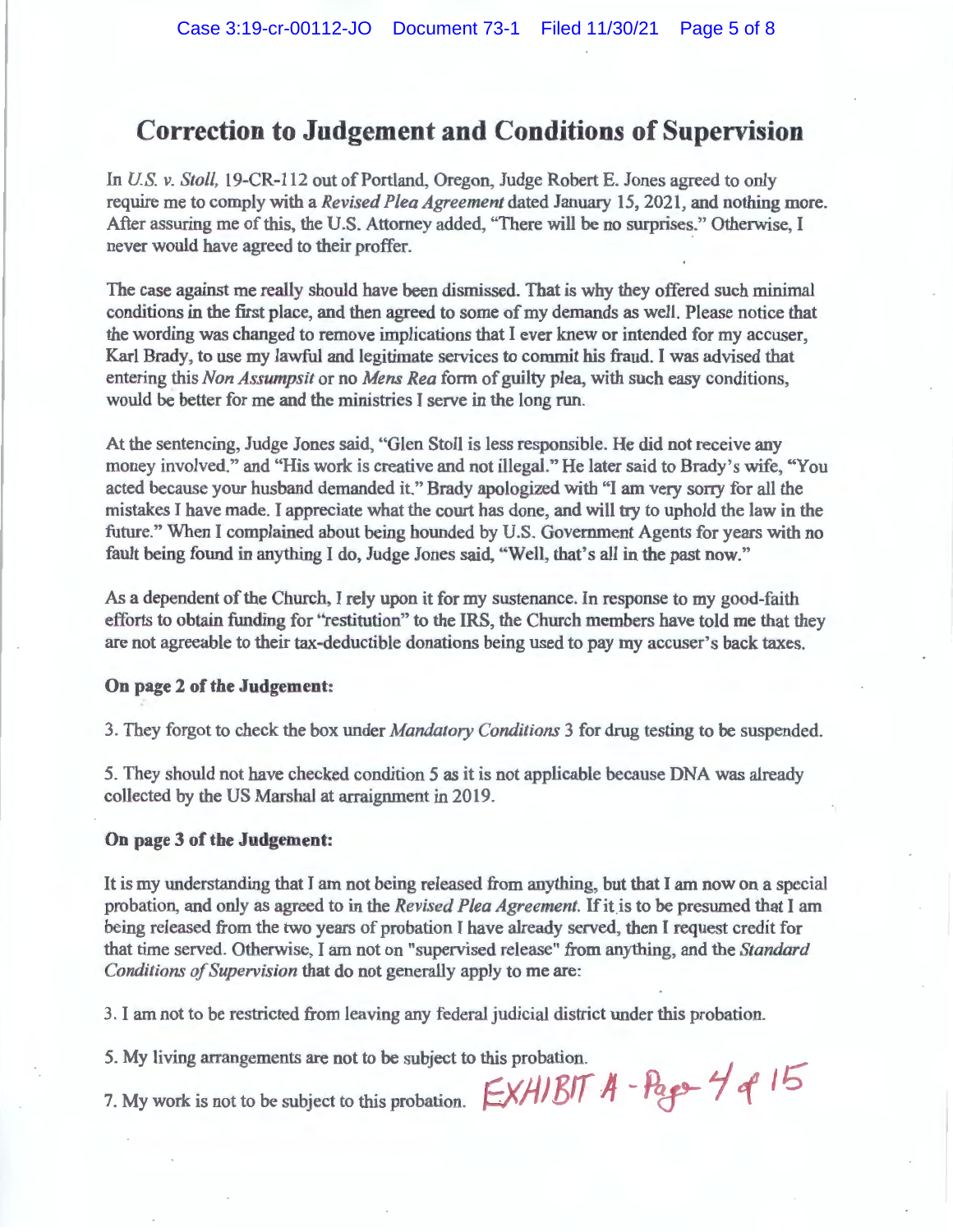# Correction to Judgement and Conditions of Supervision

In *U.S. v. Stoll,* 19-CR-112 out of Portland, Oregon, Judge Robert E. Jones agreed to only require me to comply with a *Revised Plea Agreement* dated January 15, 2021, and nothing more. After assuring me of this, the U.S. Attorney added, "There will be no surprises." Otherwise, I never would have agreed to their proffer.

The case against me really should have been dismissed. That is why they offered such minimal conditions in the first place, and then agreed to some of my demands as well. Please notice that the wording was changed to remove implications that I ever knew or intended for my accuser, Karl Brady, to use my lawful and legitimate services to commit his fraud. I was advised that entering this *Non Assumpsit* or no *Mens Rea* form of guilty plea, with such easy conditions, would be better for me and the ministries I serve in the long run.

At the sentencing, Judge Jones said, "Glen Stoll is less responsible. He did not receive any money involved." and "His work is creative and not illegal." He later said to Brady's wife, "You acted because your husband demanded it." Brady apologized with "I am very sorry for all the mistakes I have made. I appreciate what the court has done, and will try to uphold the law in the future." When I complained about being hounded by U.S. Government Agents for years with no fault being found in anything I do, Judge Jones said, "Well, that's all in the past now."

As a dependent of the Church, I rely upon it for my sustenance. In response to my good-faith efforts to obtain funding for "restitution" to the IRS, the Church members have told me that they are not agreeable to their tax-deductible donations being used to pay my accuser's back taxes.

**On page 2 of the Judgement:**

3. They forgot to check the box under *Mandatory Conditions* 3 for drug testing to be suspended.

5. They should not have checked condition 5 as it is not applicable because DNA was already collected by the US Marshal at arraignment in 2019.

**On page 3 of the Judgement:**

It is my understanding that I am not being released from anything, but that I am now on a special probation, and only as agreed to in the *Revised Plea Agreement.* If it is to be presumed that I am being released from the two years of probation I have already served, then I request credit for that time served. Otherwise, I am not on "supervised release" from anything, and the *Standard Conditions of Supervision* that do not generally apply to me are:

3. I am not to be restricted from leaving any federal judicial district under this probation.

5. My living arrangements are not to be subject to this probation.

7. My work is not to be subject to this probation.

EXHIBIT A - Page 4 of 15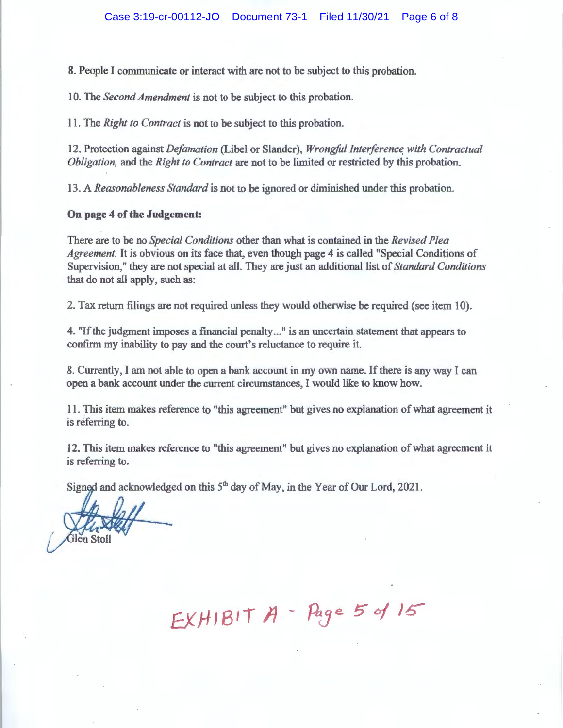8. People I communicate or interact with are not to be subject to this probation.

10. The *Second Amendment* is not to be subject to this probation.

11. The *Right to Contract* is not to be subject to this probation.

12. Protection against *Defamation* (Libel or Slander), *Wrongful Interference with Contractual Obligation,* and the *Right to Contract* are not to be limited or restricted by this probation.

13. A *Reasonableness Standard* is not to be ignored or diminished under this probation.

**On page 4 of the Judgement:**

There are to be no *Special Conditions* other than what is contained in the *Revised Plea Agreement.* It is obvious on its face that, even though page 4 is called "Special Conditions of Supervision," they are not special at all. They are just an additional list of *Standard Conditions* that do not all apply, such as:

2. Tax return filings are not required unless they would otherwise be required (see item 10).

4. "If the judgment imposes a financial penalty..." is an uncertain statement that appears to confirm my inability to pay and the court's reluctance to require it.

8. Currently, I am not able to open a bank account in my own name. If there is any way I can open a bank account under the current circumstances, I would like to know how.

11. This item makes reference to "this agreement" but gives no explanation of what agreement it is referring to.

12. This item makes reference to "this agreement" but gives no explanation of what agreement it is referring to.

Signed and acknowledged on this 5th day of May, in the Year of Our Lord, 2021.

Glen Stoll

EXHIBIT A - Page 5 of 15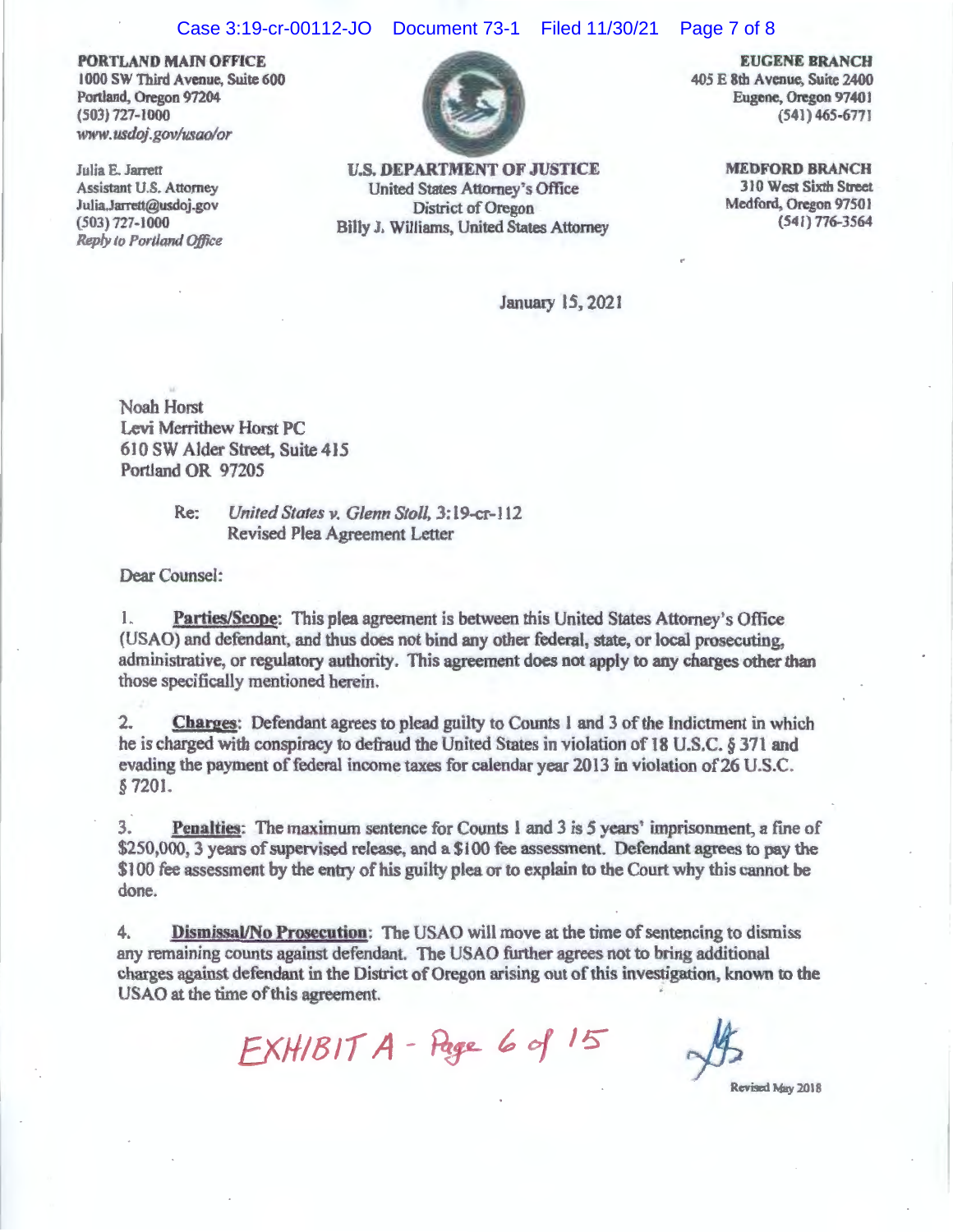**PORTLAND MAIN OFFICE**
1000 SW Third Avenue, Suite 600
Portland, Oregon 97204
(503) 727-1000
*www.usdoj.gov/usao/or*

Julia E. Jarrett
Assistant U.S. Attorney
Julia.Jarrett@usdoj.gov
(503) 727-1000
*Reply to Portland Office*

**U.S. DEPARTMENT OF JUSTICE**
United States Attorney's Office
District of Oregon
Billy J. Williams, United States Attorney

**EUGENE BRANCH**
405 E 8th Avenue, Suite 2400
Eugene, Oregon 97401
(541) 465-6771

**MEDFORD BRANCH**
310 West Sixth Street
Medford, Oregon 97501
(541) 776-3564

January 15, 2021

Noah Horst
Levi Merrithew Horst PC
610 SW Alder Street, Suite 415
Portland OR 97205

Re: *United States v. Glenn Stoll*, 3:19-cr-112
Revised Plea Agreement Letter

Dear Counsel:

1. **Parties/Scope**: This plea agreement is between this United States Attorney's Office (USAO) and defendant, and thus does not bind any other federal, state, or local prosecuting, administrative, or regulatory authority. This agreement does not apply to any charges other than those specifically mentioned herein.

2. **Charges**: Defendant agrees to plead guilty to Counts 1 and 3 of the Indictment in which he is charged with conspiracy to defraud the United States in violation of 18 U.S.C. § 371 and evading the payment of federal income taxes for calendar year 2013 in violation of 26 U.S.C. § 7201.

3. **Penalties**: The maximum sentence for Counts 1 and 3 is 5 years' imprisonment, a fine of $250,000, 3 years of supervised release, and a $100 fee assessment. Defendant agrees to pay the $100 fee assessment by the entry of his guilty plea or to explain to the Court why this cannot be done.

4. **Dismissal/No Prosecution**: The USAO will move at the time of sentencing to dismiss any remaining counts against defendant. The USAO further agrees not to bring additional charges against defendant in the District of Oregon arising out of this investigation, known to the USAO at the time of this agreement.

EXHIBIT A - Page 6 of 15

Revised May 2018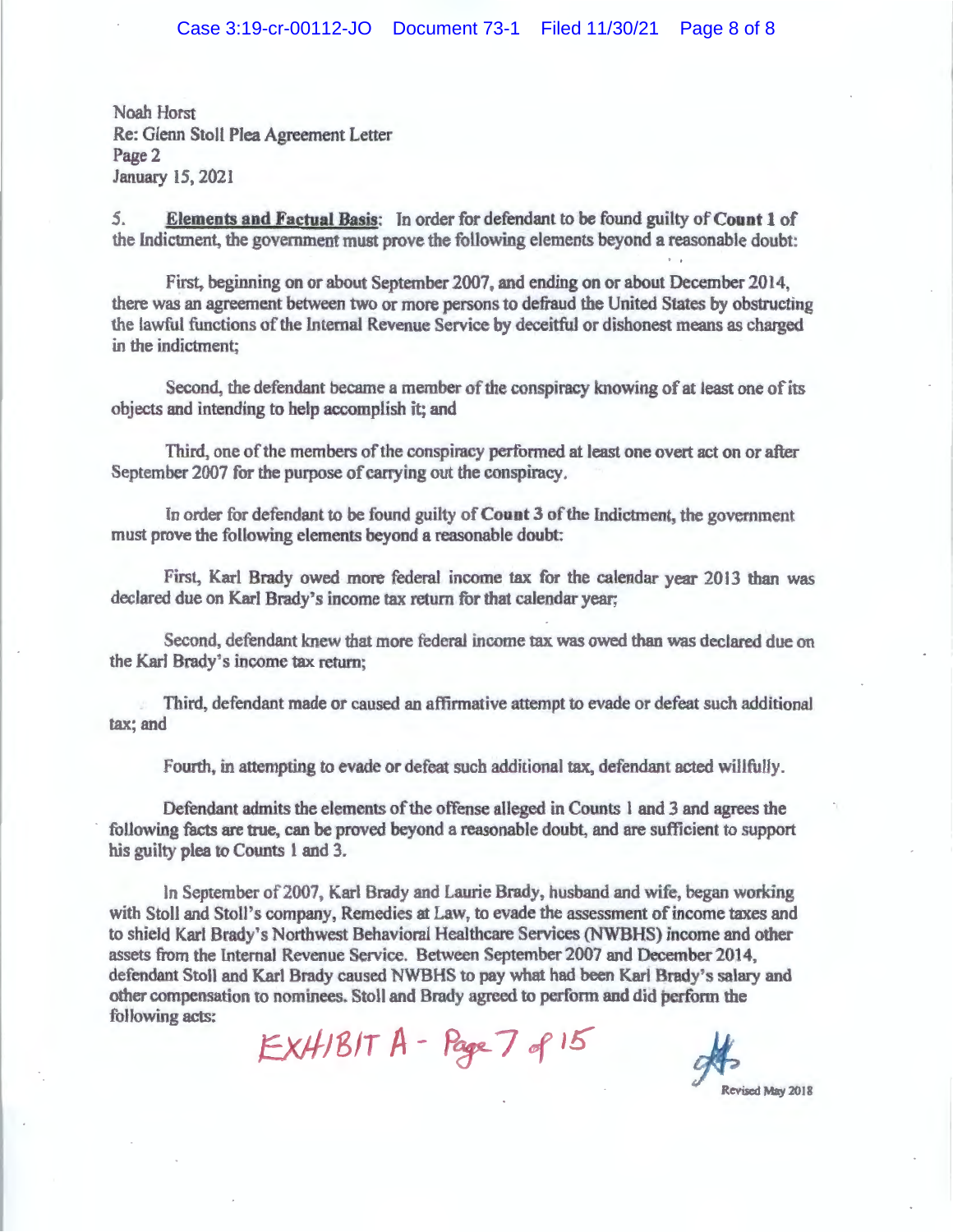Noah Horst
Re: Glenn Stoll Plea Agreement Letter
Page 2
January 15, 2021

5. **Elements and Factual Basis**: In order for defendant to be found guilty of **Count 1** of the Indictment, the government must prove the following elements beyond a reasonable doubt:

First, beginning on or about September 2007, and ending on or about December 2014, there was an agreement between two or more persons to defraud the United States by obstructing the lawful functions of the Internal Revenue Service by deceitful or dishonest means as charged in the indictment;

Second, the defendant became a member of the conspiracy knowing of at least one of its objects and intending to help accomplish it; and

Third, one of the members of the conspiracy performed at least one overt act on or after September 2007 for the purpose of carrying out the conspiracy.

In order for defendant to be found guilty of **Count 3** of the Indictment, the government must prove the following elements beyond a reasonable doubt:

First, Karl Brady owed more federal income tax for the calendar year 2013 than was declared due on Karl Brady's income tax return for that calendar year;

Second, defendant knew that more federal income tax was owed than was declared due on the Karl Brady's income tax return;

Third, defendant made or caused an affirmative attempt to evade or defeat such additional tax; and

Fourth, in attempting to evade or defeat such additional tax, defendant acted willfully.

Defendant admits the elements of the offense alleged in Counts 1 and 3 and agrees the following facts are true, can be proved beyond a reasonable doubt, and are sufficient to support his guilty plea to Counts 1 and 3.

In September of 2007, Karl Brady and Laurie Brady, husband and wife, began working with Stoll and Stoll's company, Remedies at Law, to evade the assessment of income taxes and to shield Karl Brady's Northwest Behavioral Healthcare Services (NWBHS) income and other assets from the Internal Revenue Service. Between September 2007 and December 2014, defendant Stoll and Karl Brady caused NWBHS to pay what had been Karl Brady's salary and other compensation to nominees. Stoll and Brady agreed to perform and did perform the following acts:

EXHIBIT A - Page 7 of 15

Revised May 2018